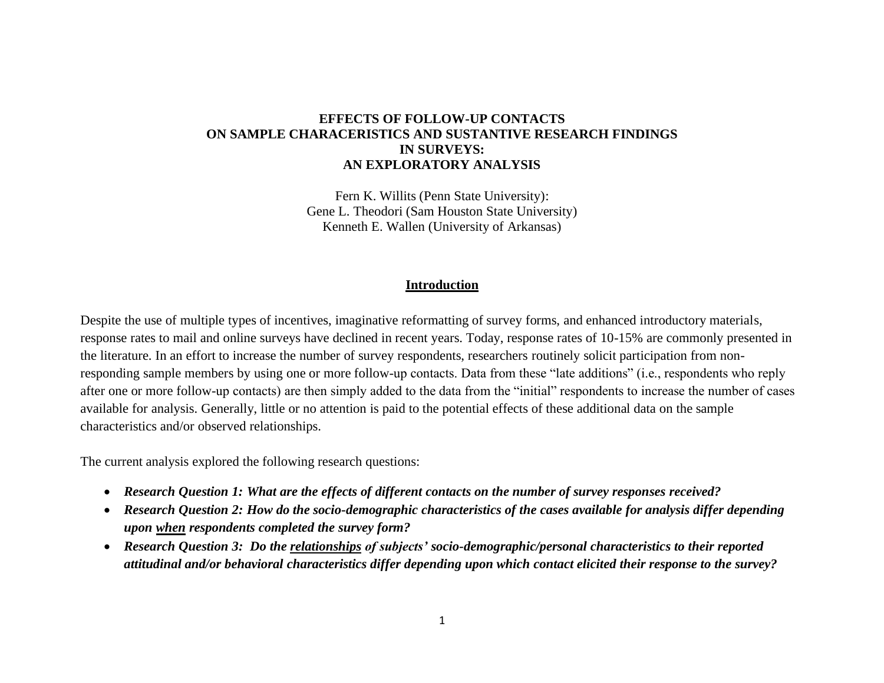# EFFECTS OF FOLLOW-UP CONTACTS ON SAMPLE CHARACERISTICS AND SUSTANTIVE RESEARCH FINDINGS IN SURVEYS: AN EXPLORATORY ANALYSIS

Fern K. Willits (Penn State University):
Gene L. Theodori (Sam Houston State University)
Kenneth E. Wallen (University of Arkansas)

## Introduction

Despite the use of multiple types of incentives, imaginative reformatting of survey forms, and enhanced introductory materials, response rates to mail and online surveys have declined in recent years. Today, response rates of 10-15% are commonly presented in the literature. In an effort to increase the number of survey respondents, researchers routinely solicit participation from non-responding sample members by using one or more follow-up contacts. Data from these "late additions" (i.e., respondents who reply after one or more follow-up contacts) are then simply added to the data from the "initial" respondents to increase the number of cases available for analysis. Generally, little or no attention is paid to the potential effects of these additional data on the sample characteristics and/or observed relationships.

The current analysis explored the following research questions:

- ***Research Question 1: What are the effects of different contacts on the number of survey responses received?***
- ***Research Question 2: How do the socio-demographic characteristics of the cases available for analysis differ depending upon <u>when</u> respondents completed the survey form?***
- ***Research Question 3: Do the <u>relationships</u> of subjects' socio-demographic/personal characteristics to their reported attitudinal and/or behavioral characteristics differ depending upon which contact elicited their response to the survey?***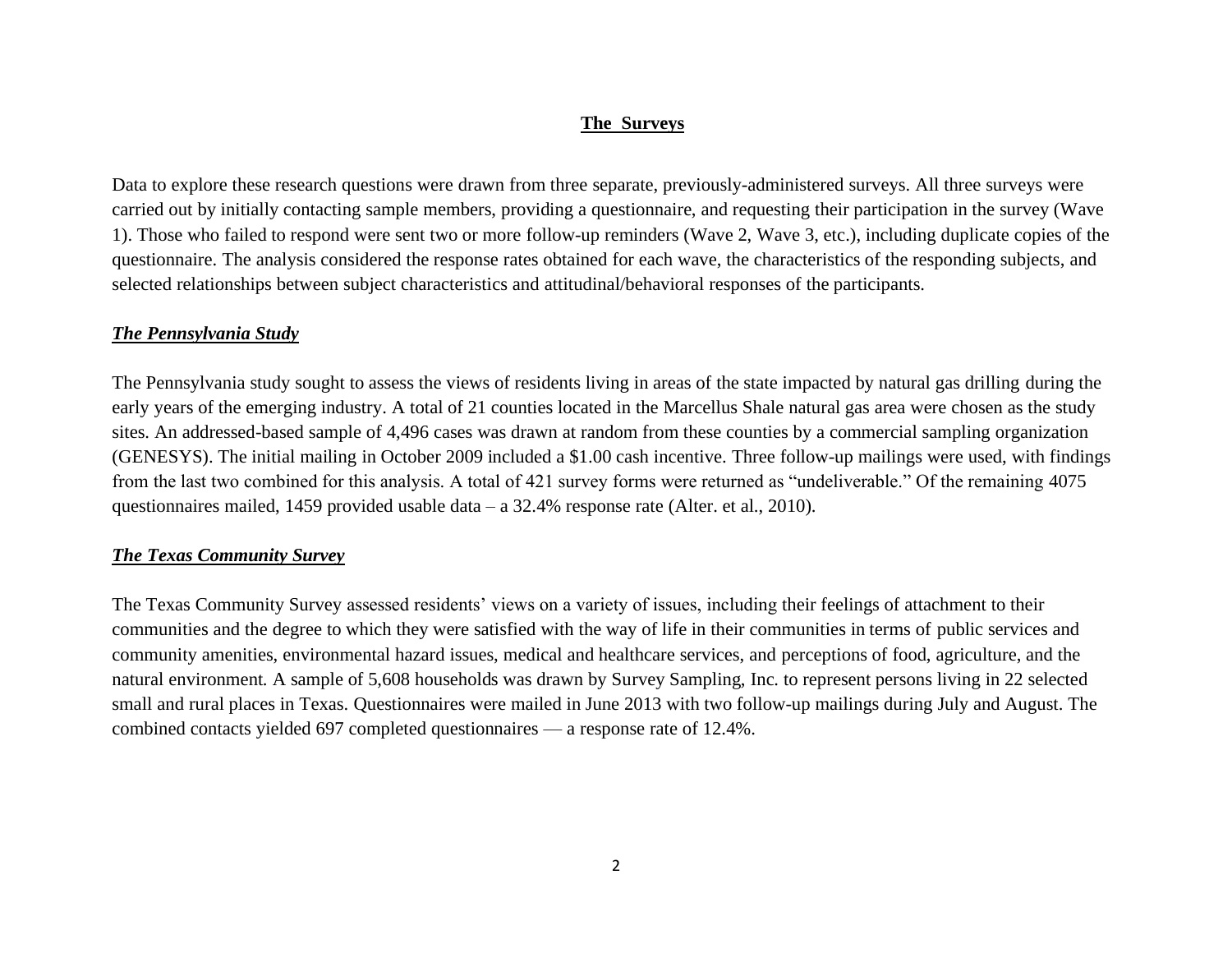## The Surveys

Data to explore these research questions were drawn from three separate, previously-administered surveys. All three surveys were carried out by initially contacting sample members, providing a questionnaire, and requesting their participation in the survey (Wave 1). Those who failed to respond were sent two or more follow-up reminders (Wave 2, Wave 3, etc.), including duplicate copies of the questionnaire. The analysis considered the response rates obtained for each wave, the characteristics of the responding subjects, and selected relationships between subject characteristics and attitudinal/behavioral responses of the participants.

### *The Pennsylvania Study*

The Pennsylvania study sought to assess the views of residents living in areas of the state impacted by natural gas drilling during the early years of the emerging industry. A total of 21 counties located in the Marcellus Shale natural gas area were chosen as the study sites. An addressed-based sample of 4,496 cases was drawn at random from these counties by a commercial sampling organization (GENESYS). The initial mailing in October 2009 included a $1.00 cash incentive. Three follow-up mailings were used, with findings from the last two combined for this analysis. A total of 421 survey forms were returned as "undeliverable." Of the remaining 4075 questionnaires mailed, 1459 provided usable data – a 32.4% response rate (Alter. et al., 2010).

### *The Texas Community Survey*

The Texas Community Survey assessed residents' views on a variety of issues, including their feelings of attachment to their communities and the degree to which they were satisfied with the way of life in their communities in terms of public services and community amenities, environmental hazard issues, medical and healthcare services, and perceptions of food, agriculture, and the natural environment. A sample of 5,608 households was drawn by Survey Sampling, Inc. to represent persons living in 22 selected small and rural places in Texas. Questionnaires were mailed in June 2013 with two follow-up mailings during July and August. The combined contacts yielded 697 completed questionnaires — a response rate of 12.4%.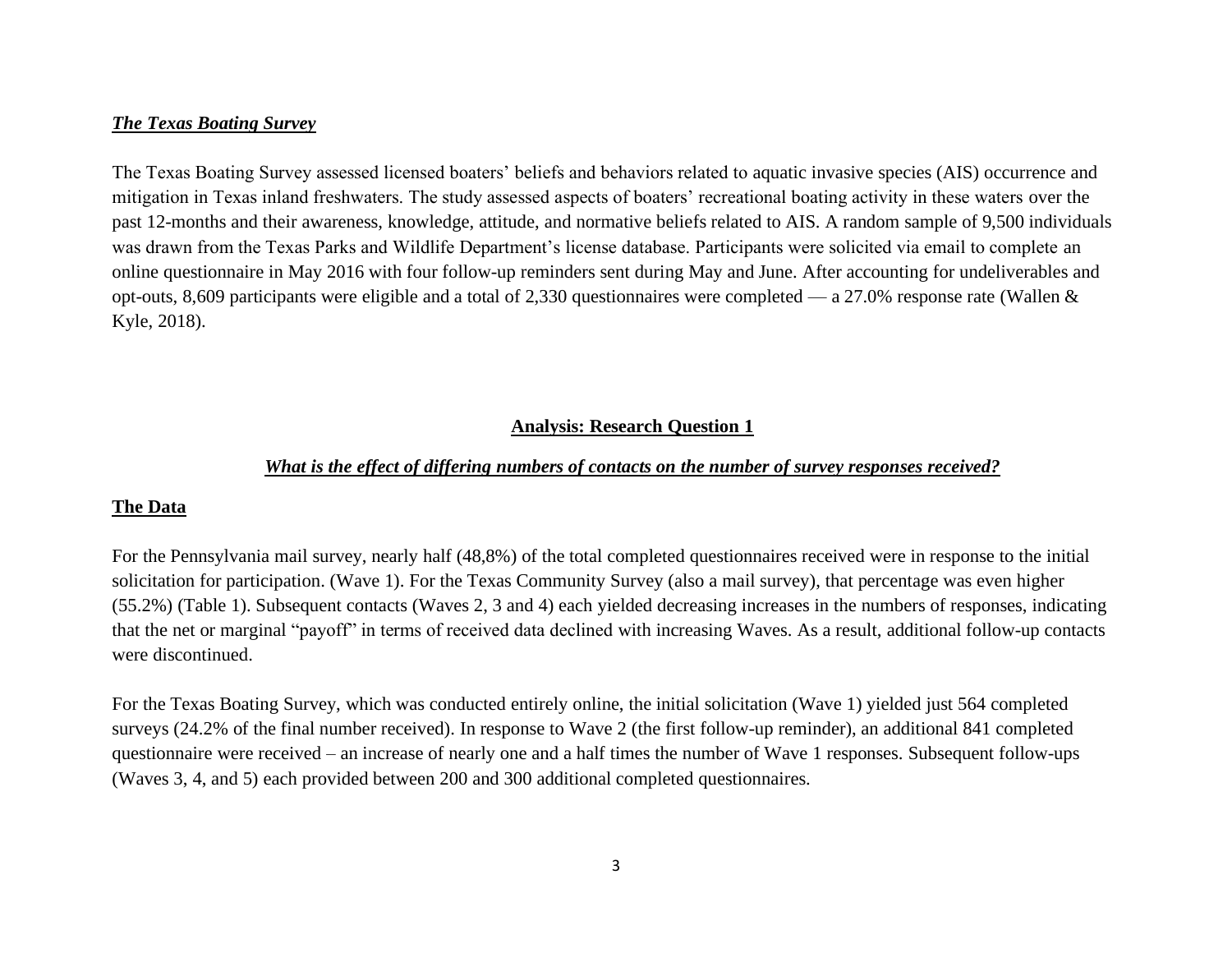***The Texas Boating Survey***

The Texas Boating Survey assessed licensed boaters' beliefs and behaviors related to aquatic invasive species (AIS) occurrence and mitigation in Texas inland freshwaters. The study assessed aspects of boaters' recreational boating activity in these waters over the past 12-months and their awareness, knowledge, attitude, and normative beliefs related to AIS. A random sample of 9,500 individuals was drawn from the Texas Parks and Wildlife Department's license database. Participants were solicited via email to complete an online questionnaire in May 2016 with four follow-up reminders sent during May and June. After accounting for undeliverables and opt-outs, 8,609 participants were eligible and a total of 2,330 questionnaires were completed — a 27.0% response rate (Wallen & Kyle, 2018).

## Analysis: Research Question 1

***What is the effect of differing numbers of contacts on the number of survey responses received?***

### The Data

For the Pennsylvania mail survey, nearly half (48,8%) of the total completed questionnaires received were in response to the initial solicitation for participation. (Wave 1). For the Texas Community Survey (also a mail survey), that percentage was even higher (55.2%) (Table 1). Subsequent contacts (Waves 2, 3 and 4) each yielded decreasing increases in the numbers of responses, indicating that the net or marginal "payoff" in terms of received data declined with increasing Waves. As a result, additional follow-up contacts were discontinued.

For the Texas Boating Survey, which was conducted entirely online, the initial solicitation (Wave 1) yielded just 564 completed surveys (24.2% of the final number received). In response to Wave 2 (the first follow-up reminder), an additional 841 completed questionnaire were received – an increase of nearly one and a half times the number of Wave 1 responses. Subsequent follow-ups (Waves 3, 4, and 5) each provided between 200 and 300 additional completed questionnaires.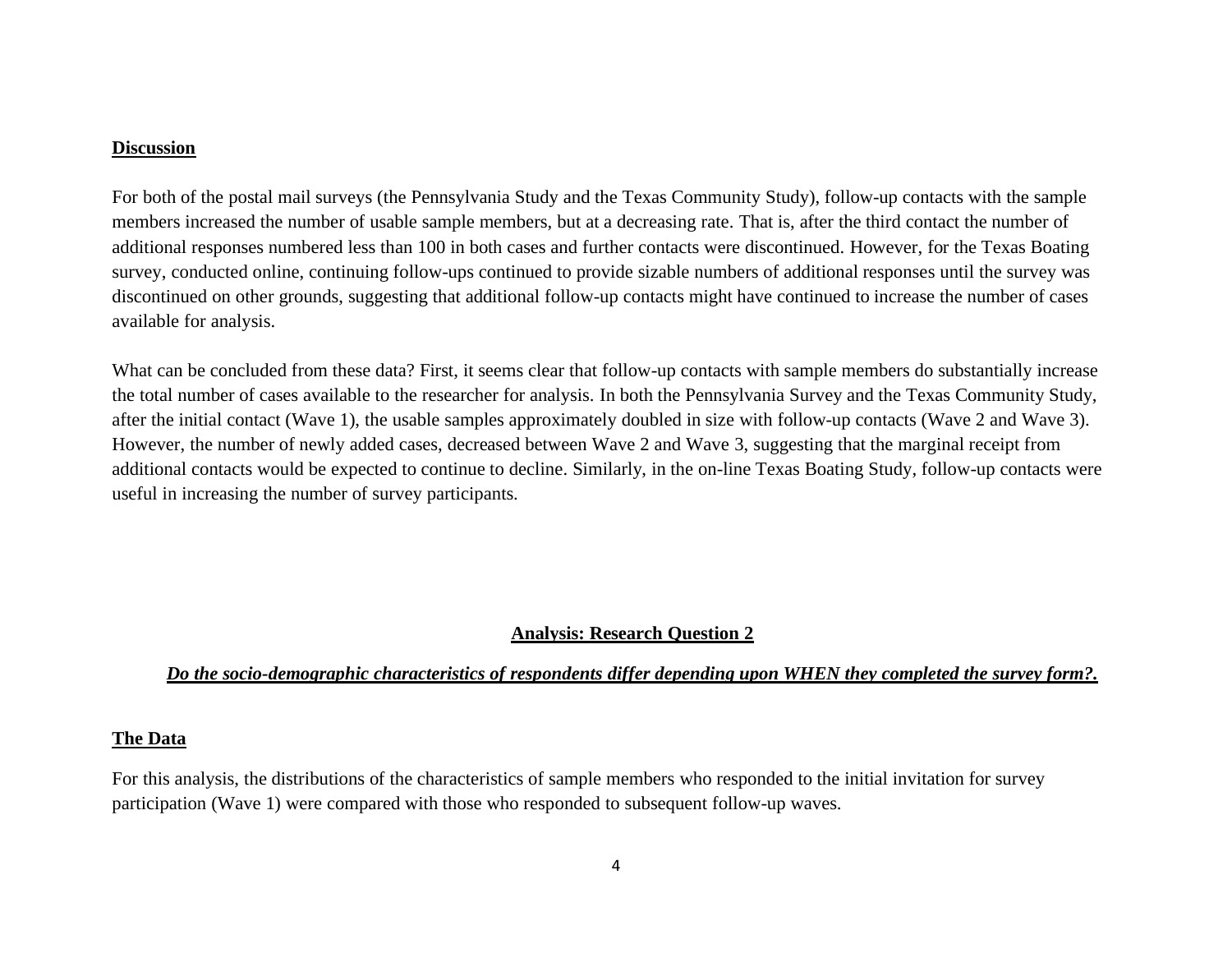**Discussion**

For both of the postal mail surveys (the Pennsylvania Study and the Texas Community Study), follow-up contacts with the sample members increased the number of usable sample members, but at a decreasing rate. That is, after the third contact the number of additional responses numbered less than 100 in both cases and further contacts were discontinued. However, for the Texas Boating survey, conducted online, continuing follow-ups continued to provide sizable numbers of additional responses until the survey was discontinued on other grounds, suggesting that additional follow-up contacts might have continued to increase the number of cases available for analysis.

What can be concluded from these data? First, it seems clear that follow-up contacts with sample members do substantially increase the total number of cases available to the researcher for analysis. In both the Pennsylvania Survey and the Texas Community Study, after the initial contact (Wave 1), the usable samples approximately doubled in size with follow-up contacts (Wave 2 and Wave 3). However, the number of newly added cases, decreased between Wave 2 and Wave 3, suggesting that the marginal receipt from additional contacts would be expected to continue to decline. Similarly, in the on-line Texas Boating Study, follow-up contacts were useful in increasing the number of survey participants.

## Analysis: Research Question 2

***Do the socio-demographic characteristics of respondents differ depending upon WHEN they completed the survey form?.***

**The Data**

For this analysis, the distributions of the characteristics of sample members who responded to the initial invitation for survey participation (Wave 1) were compared with those who responded to subsequent follow-up waves.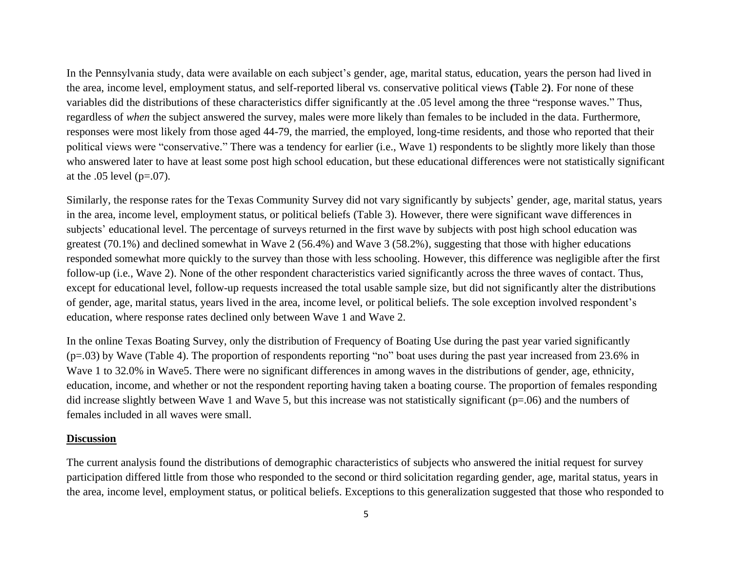In the Pennsylvania study, data were available on each subject's gender, age, marital status, education, years the person had lived in the area, income level, employment status, and self-reported liberal vs. conservative political views **(**Table 2**)**. For none of these variables did the distributions of these characteristics differ significantly at the .05 level among the three "response waves." Thus, regardless of *when* the subject answered the survey, males were more likely than females to be included in the data. Furthermore, responses were most likely from those aged 44-79, the married, the employed, long-time residents, and those who reported that their political views were "conservative." There was a tendency for earlier (i.e., Wave 1) respondents to be slightly more likely than those who answered later to have at least some post high school education, but these educational differences were not statistically significant at the .05 level (p=.07).

Similarly, the response rates for the Texas Community Survey did not vary significantly by subjects' gender, age, marital status, years in the area, income level, employment status, or political beliefs (Table 3). However, there were significant wave differences in subjects' educational level. The percentage of surveys returned in the first wave by subjects with post high school education was greatest (70.1%) and declined somewhat in Wave 2 (56.4%) and Wave 3 (58.2%), suggesting that those with higher educations responded somewhat more quickly to the survey than those with less schooling. However, this difference was negligible after the first follow-up (i.e., Wave 2). None of the other respondent characteristics varied significantly across the three waves of contact. Thus, except for educational level, follow-up requests increased the total usable sample size, but did not significantly alter the distributions of gender, age, marital status, years lived in the area, income level, or political beliefs. The sole exception involved respondent's education, where response rates declined only between Wave 1 and Wave 2.

In the online Texas Boating Survey, only the distribution of Frequency of Boating Use during the past year varied significantly (p=.03) by Wave (Table 4). The proportion of respondents reporting "no" boat uses during the past year increased from 23.6% in Wave 1 to 32.0% in Wave5. There were no significant differences in among waves in the distributions of gender, age, ethnicity, education, income, and whether or not the respondent reporting having taken a boating course. The proportion of females responding did increase slightly between Wave 1 and Wave 5, but this increase was not statistically significant (p=.06) and the numbers of females included in all waves were small.

## Discussion

The current analysis found the distributions of demographic characteristics of subjects who answered the initial request for survey participation differed little from those who responded to the second or third solicitation regarding gender, age, marital status, years in the area, income level, employment status, or political beliefs. Exceptions to this generalization suggested that those who responded to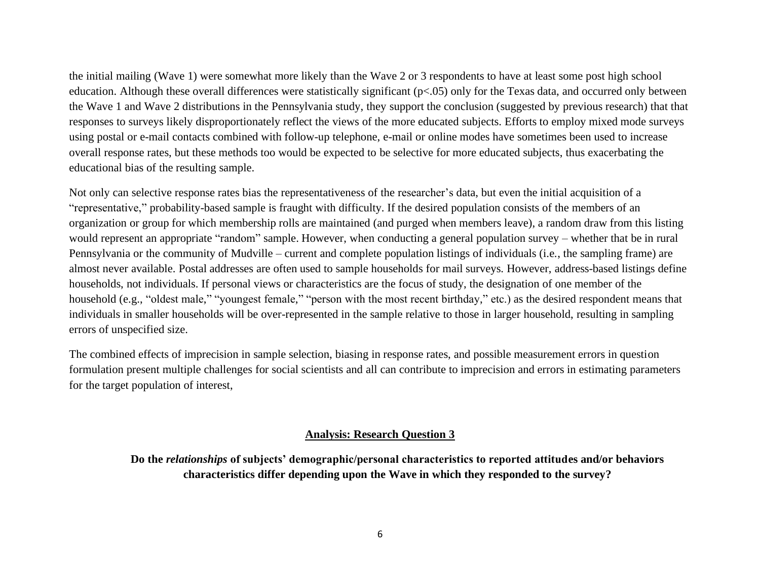the initial mailing (Wave 1) were somewhat more likely than the Wave 2 or 3 respondents to have at least some post high school education. Although these overall differences were statistically significant ($p<.05$) only for the Texas data, and occurred only between the Wave 1 and Wave 2 distributions in the Pennsylvania study, they support the conclusion (suggested by previous research) that that responses to surveys likely disproportionately reflect the views of the more educated subjects. Efforts to employ mixed mode surveys using postal or e-mail contacts combined with follow-up telephone, e-mail or online modes have sometimes been used to increase overall response rates, but these methods too would be expected to be selective for more educated subjects, thus exacerbating the educational bias of the resulting sample.

Not only can selective response rates bias the representativeness of the researcher's data, but even the initial acquisition of a "representative," probability-based sample is fraught with difficulty. If the desired population consists of the members of an organization or group for which membership rolls are maintained (and purged when members leave), a random draw from this listing would represent an appropriate "random" sample. However, when conducting a general population survey – whether that be in rural Pennsylvania or the community of Mudville – current and complete population listings of individuals (i.e., the sampling frame) are almost never available. Postal addresses are often used to sample households for mail surveys. However, address-based listings define households, not individuals. If personal views or characteristics are the focus of study, the designation of one member of the household (e.g., "oldest male," "youngest female," "person with the most recent birthday," etc.) as the desired respondent means that individuals in smaller households will be over-represented in the sample relative to those in larger household, resulting in sampling errors of unspecified size.

The combined effects of imprecision in sample selection, biasing in response rates, and possible measurement errors in question formulation present multiple challenges for social scientists and all can contribute to imprecision and errors in estimating parameters for the target population of interest,

## Analysis: Research Question 3

**Do the *relationships* of subjects' demographic/personal characteristics to reported attitudes and/or behaviors characteristics differ depending upon the Wave in which they responded to the survey?**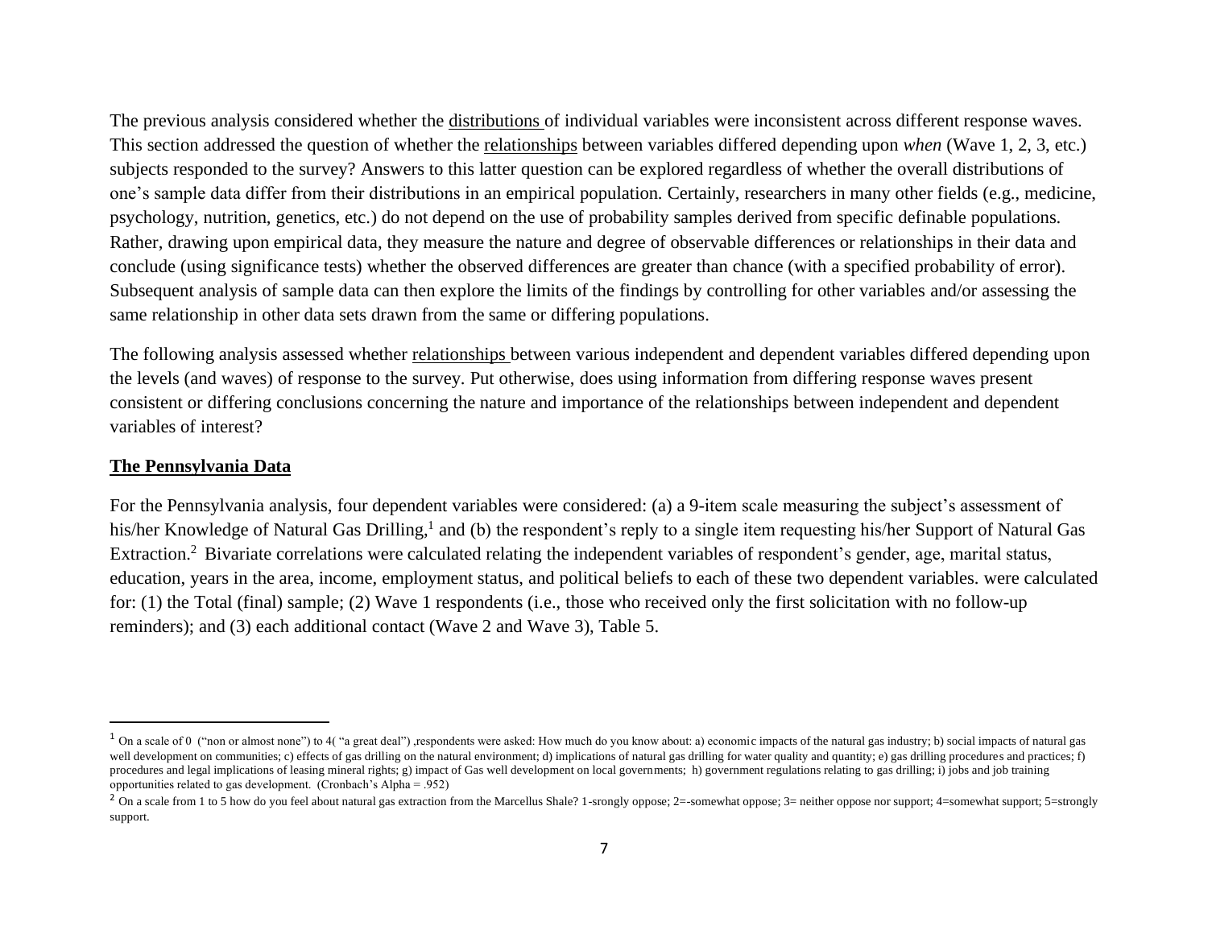The previous analysis considered whether the distributions of individual variables were inconsistent across different response waves. This section addressed the question of whether the relationships between variables differed depending upon *when* (Wave 1, 2, 3, etc.) subjects responded to the survey? Answers to this latter question can be explored regardless of whether the overall distributions of one's sample data differ from their distributions in an empirical population. Certainly, researchers in many other fields (e.g., medicine, psychology, nutrition, genetics, etc.) do not depend on the use of probability samples derived from specific definable populations. Rather, drawing upon empirical data, they measure the nature and degree of observable differences or relationships in their data and conclude (using significance tests) whether the observed differences are greater than chance (with a specified probability of error). Subsequent analysis of sample data can then explore the limits of the findings by controlling for other variables and/or assessing the same relationship in other data sets drawn from the same or differing populations.

The following analysis assessed whether relationships between various independent and dependent variables differed depending upon the levels (and waves) of response to the survey. Put otherwise, does using information from differing response waves present consistent or differing conclusions concerning the nature and importance of the relationships between independent and dependent variables of interest?

## **The Pennsylvania Data**

For the Pennsylvania analysis, four dependent variables were considered: (a) a 9-item scale measuring the subject's assessment of his/her Knowledge of Natural Gas Drilling,[1] and (b) the respondent's reply to a single item requesting his/her Support of Natural Gas Extraction.[2] Bivariate correlations were calculated relating the independent variables of respondent's gender, age, marital status, education, years in the area, income, employment status, and political beliefs to each of these two dependent variables. were calculated for: (1) the Total (final) sample; (2) Wave 1 respondents (i.e., those who received only the first solicitation with no follow-up reminders); and (3) each additional contact (Wave 2 and Wave 3), Table 5.

---

[1] On a scale of 0 ("non or almost none") to 4( "a great deal") ,respondents were asked: How much do you know about: a) economic impacts of the natural gas industry; b) social impacts of natural gas well development on communities; c) effects of gas drilling on the natural environment; d) implications of natural gas drilling for water quality and quantity; e) gas drilling procedures and practices; f) procedures and legal implications of leasing mineral rights; g) impact of Gas well development on local governments; h) government regulations relating to gas drilling; i) jobs and job training opportunities related to gas development. (Cronbach's Alpha = .952)

[2] On a scale from 1 to 5 how do you feel about natural gas extraction from the Marcellus Shale? 1-srongly oppose; 2=-somewhat oppose; 3= neither oppose nor support; 4=somewhat support; 5=strongly support.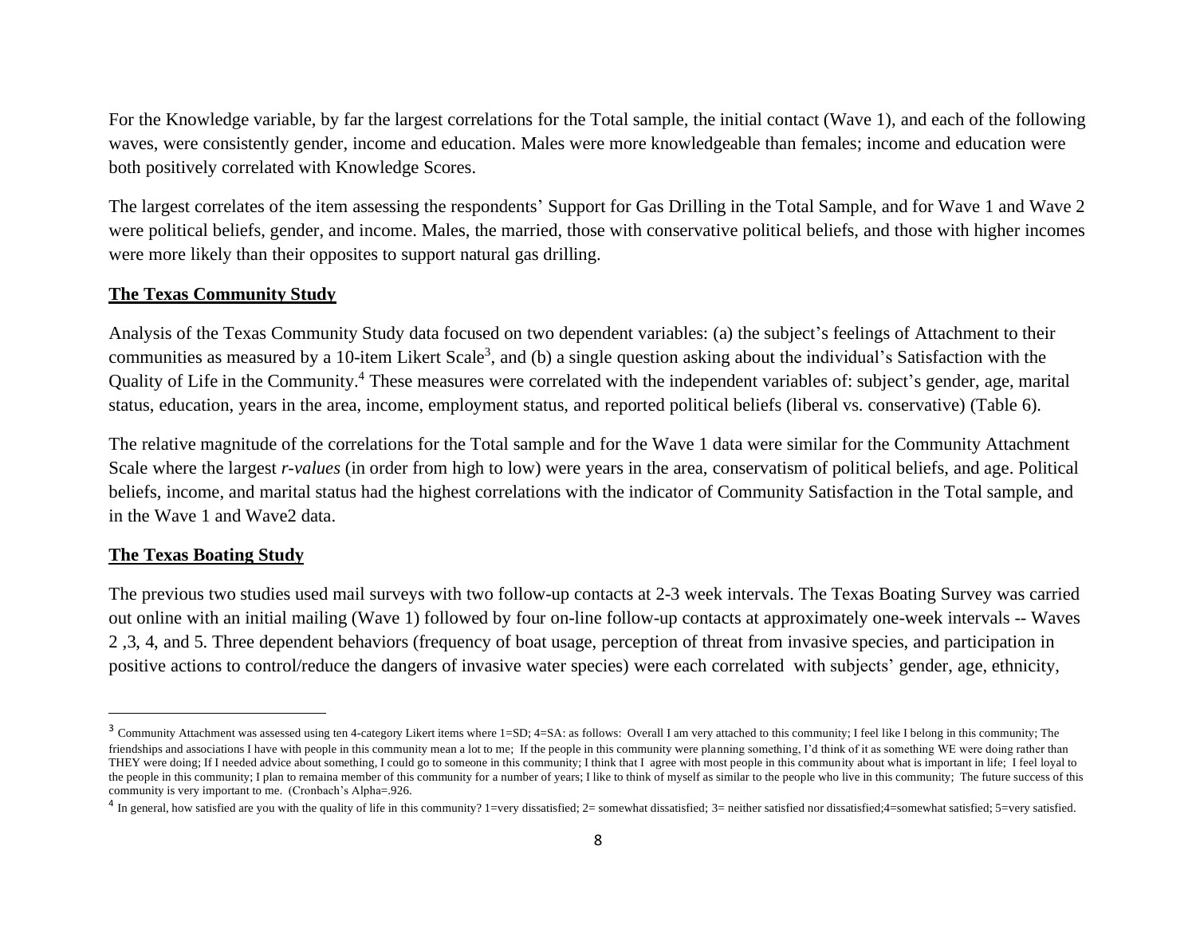For the Knowledge variable, by far the largest correlations for the Total sample, the initial contact (Wave 1), and each of the following waves, were consistently gender, income and education. Males were more knowledgeable than females; income and education were both positively correlated with Knowledge Scores.

The largest correlates of the item assessing the respondents' Support for Gas Drilling in the Total Sample, and for Wave 1 and Wave 2 were political beliefs, gender, and income. Males, the married, those with conservative political beliefs, and those with higher incomes were more likely than their opposites to support natural gas drilling.

**The Texas Community Study**

Analysis of the Texas Community Study data focused on two dependent variables: (a) the subject's feelings of Attachment to their communities as measured by a 10-item Likert Scale[3], and (b) a single question asking about the individual's Satisfaction with the Quality of Life in the Community.[4] These measures were correlated with the independent variables of: subject's gender, age, marital status, education, years in the area, income, employment status, and reported political beliefs (liberal vs. conservative) (Table 6).

The relative magnitude of the correlations for the Total sample and for the Wave 1 data were similar for the Community Attachment Scale where the largest *r-values* (in order from high to low) were years in the area, conservatism of political beliefs, and age. Political beliefs, income, and marital status had the highest correlations with the indicator of Community Satisfaction in the Total sample, and in the Wave 1 and Wave2 data.

**The Texas Boating Study**

The previous two studies used mail surveys with two follow-up contacts at 2-3 week intervals. The Texas Boating Survey was carried out online with an initial mailing (Wave 1) followed by four on-line follow-up contacts at approximately one-week intervals -- Waves 2 ,3, 4, and 5. Three dependent behaviors (frequency of boat usage, perception of threat from invasive species, and participation in positive actions to control/reduce the dangers of invasive water species) were each correlated with subjects' gender, age, ethnicity,

---

[3] Community Attachment was assessed using ten 4-category Likert items where 1=SD; 4=SA: as follows: Overall I am very attached to this community; I feel like I belong in this community; The friendships and associations I have with people in this community mean a lot to me; If the people in this community were planning something, I'd think of it as something WE were doing rather than THEY were doing; If I needed advice about something, I could go to someone in this community; I think that I agree with most people in this community about what is important in life; I feel loyal to the people in this community; I plan to remaina member of this community for a number of years; I like to think of myself as similar to the people who live in this community; The future success of this community is very important to me. (Cronbach's Alpha=.926.

[4] In general, how satisfied are you with the quality of life in this community? 1=very dissatisfied; 2= somewhat dissatisfied; 3= neither satisfied nor dissatisfied;4=somewhat satisfied; 5=very satisfied.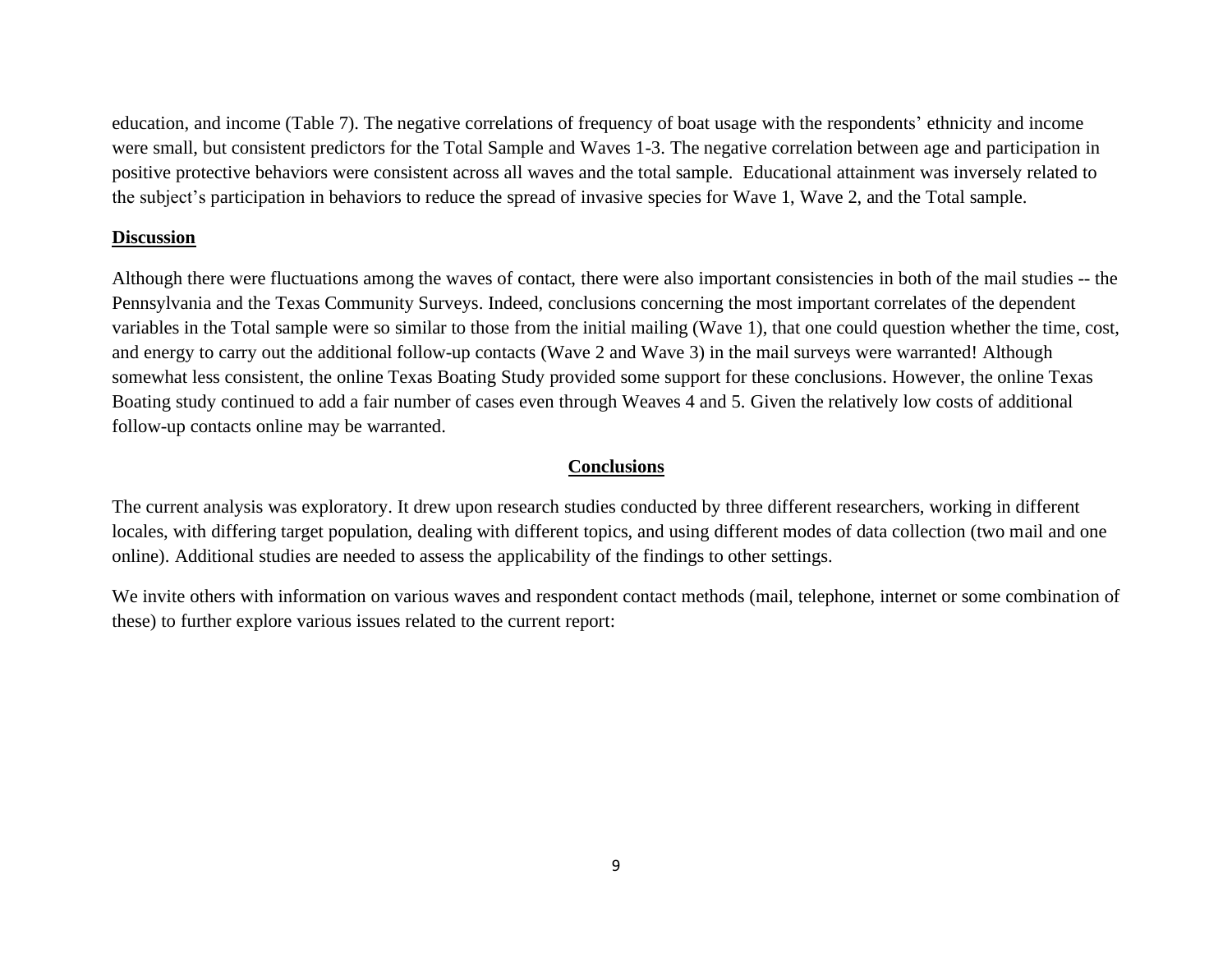education, and income (Table 7). The negative correlations of frequency of boat usage with the respondents' ethnicity and income were small, but consistent predictors for the Total Sample and Waves 1-3. The negative correlation between age and participation in positive protective behaviors were consistent across all waves and the total sample. Educational attainment was inversely related to the subject's participation in behaviors to reduce the spread of invasive species for Wave 1, Wave 2, and the Total sample.

## Discussion

Although there were fluctuations among the waves of contact, there were also important consistencies in both of the mail studies -- the Pennsylvania and the Texas Community Surveys. Indeed, conclusions concerning the most important correlates of the dependent variables in the Total sample were so similar to those from the initial mailing (Wave 1), that one could question whether the time, cost, and energy to carry out the additional follow-up contacts (Wave 2 and Wave 3) in the mail surveys were warranted! Although somewhat less consistent, the online Texas Boating Study provided some support for these conclusions. However, the online Texas Boating study continued to add a fair number of cases even through Weaves 4 and 5. Given the relatively low costs of additional follow-up contacts online may be warranted.

## Conclusions

The current analysis was exploratory. It drew upon research studies conducted by three different researchers, working in different locales, with differing target population, dealing with different topics, and using different modes of data collection (two mail and one online). Additional studies are needed to assess the applicability of the findings to other settings.

We invite others with information on various waves and respondent contact methods (mail, telephone, internet or some combination of these) to further explore various issues related to the current report: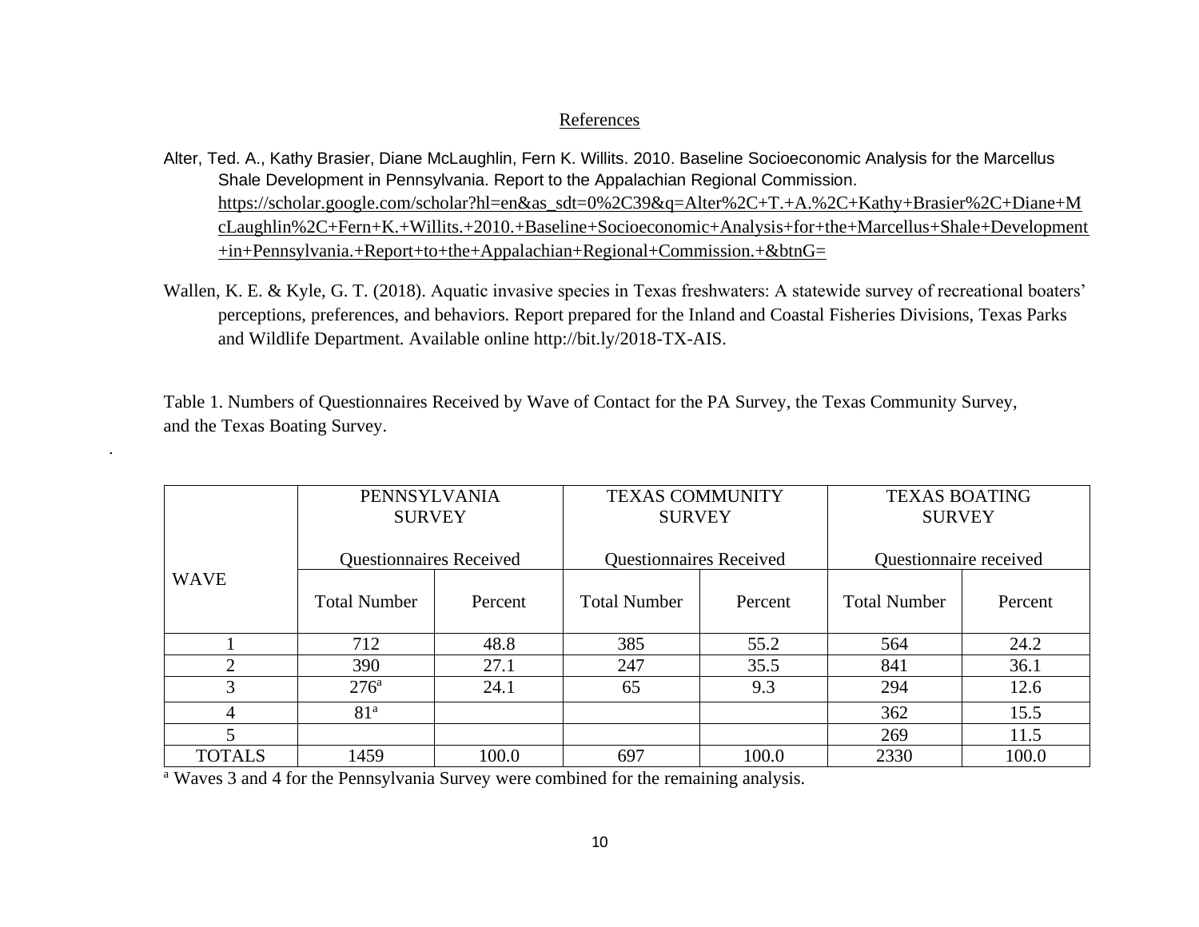## References

Alter, Ted. A., Kathy Brasier, Diane McLaughlin, Fern K. Willits. 2010. Baseline Socioeconomic Analysis for the Marcellus Shale Development in Pennsylvania. Report to the Appalachian Regional Commission. https://scholar.google.com/scholar?hl=en&as_sdt=0%2C39&q=Alter%2C+T.+A.%2C+Kathy+Brasier%2C+Diane+McLaughlin%2C+Fern+K.+Willits.+2010.+Baseline+Socioeconomic+Analysis+for+the+Marcellus+Shale+Development+in+Pennsylvania.+Report+to+the+Appalachian+Regional+Commission.+&btnG=

Wallen, K. E. & Kyle, G. T. (2018). Aquatic invasive species in Texas freshwaters: A statewide survey of recreational boaters' perceptions, preferences, and behaviors. Report prepared for the Inland and Coastal Fisheries Divisions, Texas Parks and Wildlife Department. Available online http://bit.ly/2018-TX-AIS.

Table 1. Numbers of Questionnaires Received by Wave of Contact for the PA Survey, the Texas Community Survey, and the Texas Boating Survey.

| WAVE | PENNSYLVANIA SURVEY Questionnaires Received | | TEXAS COMMUNITY SURVEY Questionnaires Received | | TEXAS BOATING SURVEY Questionnaire received | |
|---|---|---|---|---|---|---|
| | Total Number | Percent | Total Number | Percent | Total Number | Percent |
| 1 | 712 | 48.8 | 385 | 55.2 | 564 | 24.2 |
| 2 | 390 | 27.1 | 247 | 35.5 | 841 | 36.1 |
| 3 | 276[a] | 24.1 | 65 | 9.3 | 294 | 12.6 |
| 4 | 81[a] | | | | 362 | 15.5 |
| 5 | | | | | 269 | 11.5 |
| TOTALS | 1459 | 100.0 | 697 | 100.0 | 2330 | 100.0 |

[a] Waves 3 and 4 for the Pennsylvania Survey were combined for the remaining analysis.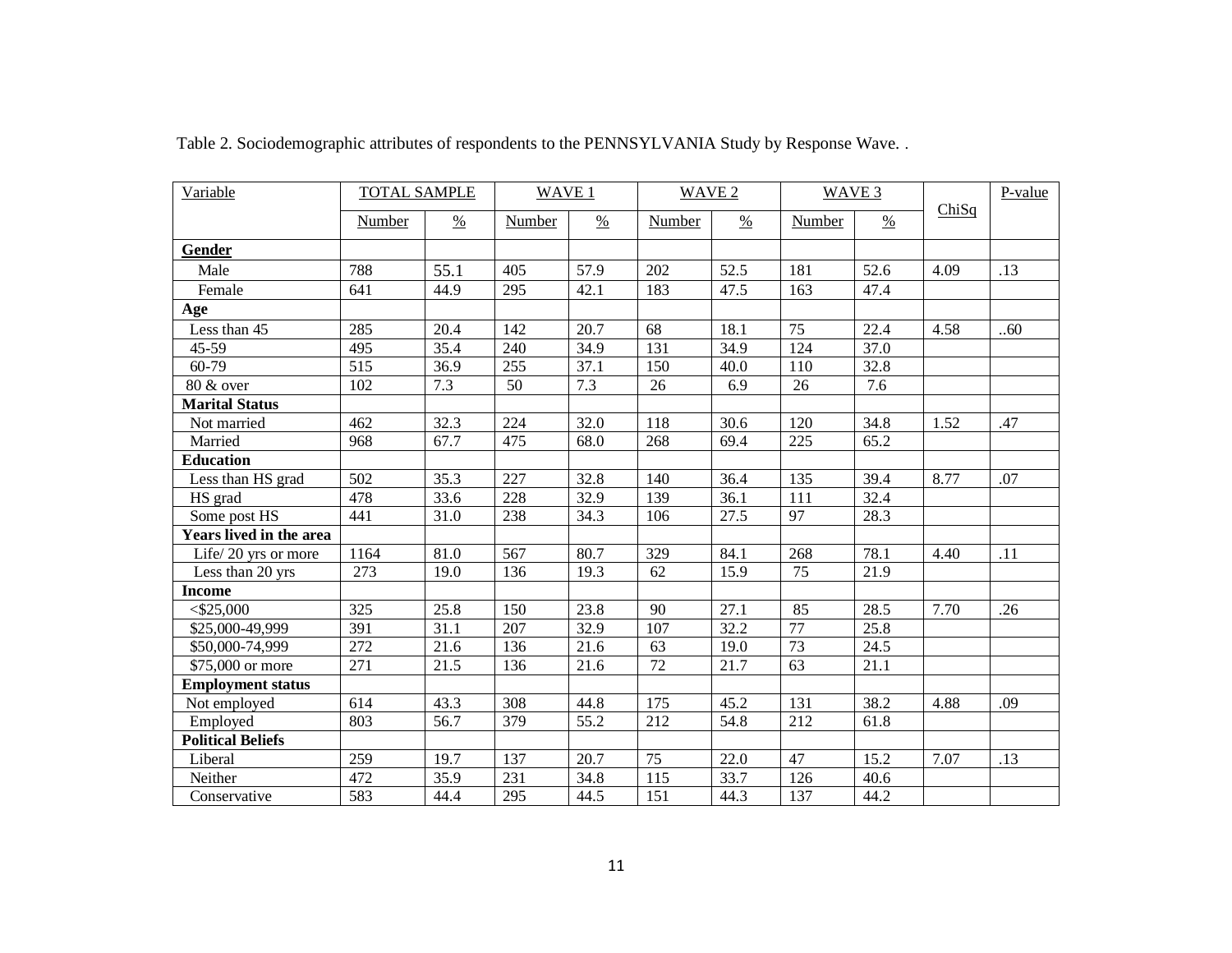Table 2. Sociodemographic attributes of respondents to the PENNSYLVANIA Study by Response Wave. .

| Variable | TOTAL SAMPLE | | WAVE 1 | | WAVE 2 | | WAVE 3 | | ChiSq | P-value |
|---|---|---|---|---|---|---|---|---|---|---|
| | Number | % | Number | % | Number | % | Number | % | | |
| **Gender** | | | | | | | | | | |
| Male | 788 | 55.1 | 405 | 57.9 | 202 | 52.5 | 181 | 52.6 | 4.09 | .13 |
| Female | 641 | 44.9 | 295 | 42.1 | 183 | 47.5 | 163 | 47.4 | | |
| **Age** | | | | | | | | | | |
| Less than 45 | 285 | 20.4 | 142 | 20.7 | 68 | 18.1 | 75 | 22.4 | 4.58 | ..60 |
| 45-59 | 495 | 35.4 | 240 | 34.9 | 131 | 34.9 | 124 | 37.0 | | |
| 60-79 | 515 | 36.9 | 255 | 37.1 | 150 | 40.0 | 110 | 32.8 | | |
| 80 & over | 102 | 7.3 | 50 | 7.3 | 26 | 6.9 | 26 | 7.6 | | |
| **Marital Status** | | | | | | | | | | |
| Not married | 462 | 32.3 | 224 | 32.0 | 118 | 30.6 | 120 | 34.8 | 1.52 | .47 |
| Married | 968 | 67.7 | 475 | 68.0 | 268 | 69.4 | 225 | 65.2 | | |
| **Education** | | | | | | | | | | |
| Less than HS grad | 502 | 35.3 | 227 | 32.8 | 140 | 36.4 | 135 | 39.4 | 8.77 | .07 |
| HS grad | 478 | 33.6 | 228 | 32.9 | 139 | 36.1 | 111 | 32.4 | | |
| Some post HS | 441 | 31.0 | 238 | 34.3 | 106 | 27.5 | 97 | 28.3 | | |
| **Years lived in the area** | | | | | | | | | | |
| Life/ 20 yrs or more | 1164 | 81.0 | 567 | 80.7 | 329 | 84.1 | 268 | 78.1 | 4.40 | .11 |
| Less than 20 yrs | 273 | 19.0 | 136 | 19.3 | 62 | 15.9 | 75 | 21.9 | | |
| **Income** | | | | | | | | | | |
| <$25,000 | 325 | 25.8 | 150 | 23.8 | 90 | 27.1 | 85 | 28.5 | 7.70 | .26 |
| $25,000-49,999 | 391 | 31.1 | 207 | 32.9 | 107 | 32.2 | 77 | 25.8 | | |
| $50,000-74,999 | 272 | 21.6 | 136 | 21.6 | 63 | 19.0 | 73 | 24.5 | | |
| $75,000 or more | 271 | 21.5 | 136 | 21.6 | 72 | 21.7 | 63 | 21.1 | | |
| **Employment status** | | | | | | | | | | |
| Not employed | 614 | 43.3 | 308 | 44.8 | 175 | 45.2 | 131 | 38.2 | 4.88 | .09 |
| Employed | 803 | 56.7 | 379 | 55.2 | 212 | 54.8 | 212 | 61.8 | | |
| **Political Beliefs** | | | | | | | | | | |
| Liberal | 259 | 19.7 | 137 | 20.7 | 75 | 22.0 | 47 | 15.2 | 7.07 | .13 |
| Neither | 472 | 35.9 | 231 | 34.8 | 115 | 33.7 | 126 | 40.6 | | |
| Conservative | 583 | 44.4 | 295 | 44.5 | 151 | 44.3 | 137 | 44.2 | | |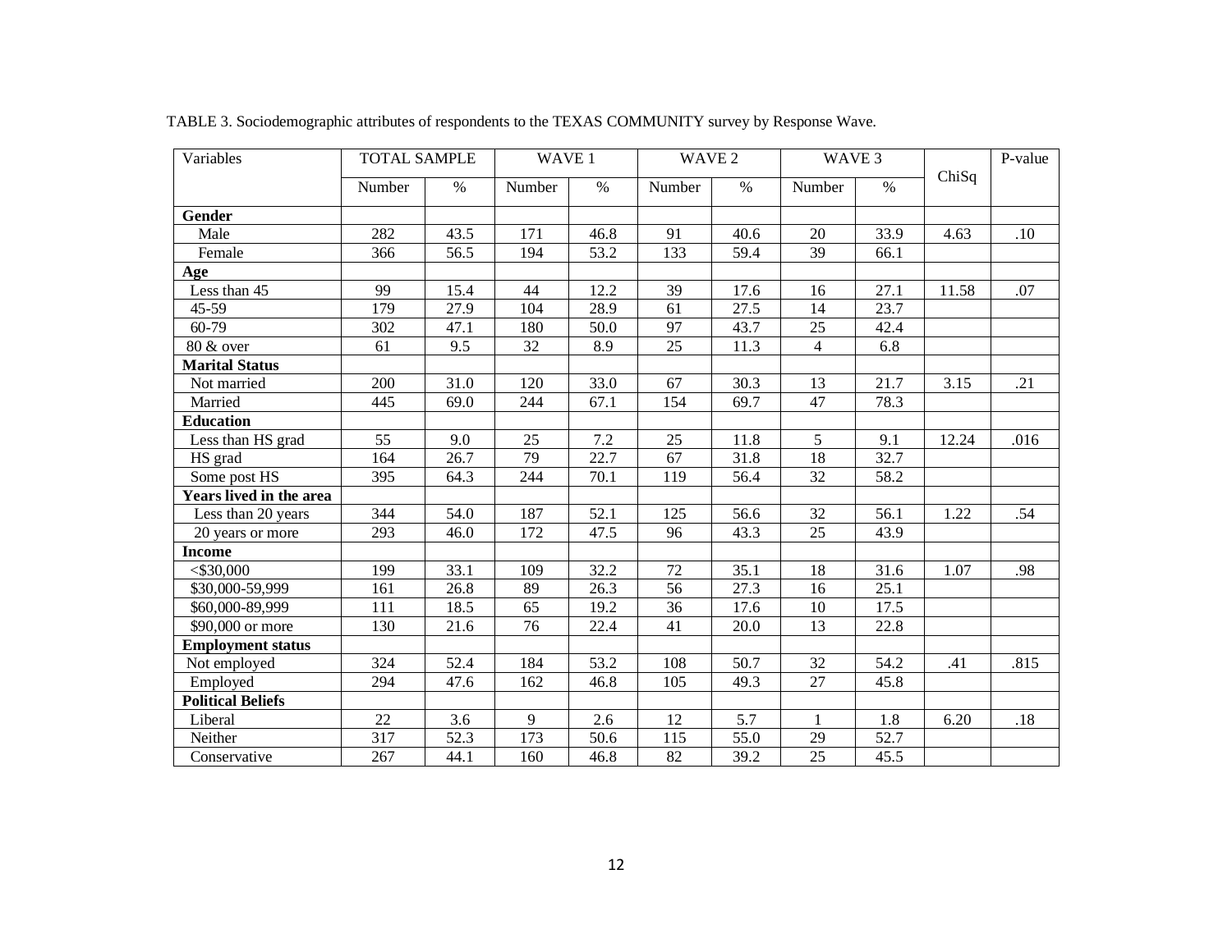TABLE 3. Sociodemographic attributes of respondents to the TEXAS COMMUNITY survey by Response Wave.

| Variables | TOTAL SAMPLE | | WAVE 1 | | WAVE 2 | | WAVE 3 | | ChiSq | P-value |
|---|---|---|---|---|---|---|---|---|---|---|
| | Number | % | Number | % | Number | % | Number | % | | |
| **Gender** | | | | | | | | | | |
| Male | 282 | 43.5 | 171 | 46.8 | 91 | 40.6 | 20 | 33.9 | 4.63 | .10 |
| Female | 366 | 56.5 | 194 | 53.2 | 133 | 59.4 | 39 | 66.1 | | |
| **Age** | | | | | | | | | | |
| Less than 45 | 99 | 15.4 | 44 | 12.2 | 39 | 17.6 | 16 | 27.1 | 11.58 | .07 |
| 45-59 | 179 | 27.9 | 104 | 28.9 | 61 | 27.5 | 14 | 23.7 | | |
| 60-79 | 302 | 47.1 | 180 | 50.0 | 97 | 43.7 | 25 | 42.4 | | |
| 80 & over | 61 | 9.5 | 32 | 8.9 | 25 | 11.3 | 4 | 6.8 | | |
| **Marital Status** | | | | | | | | | | |
| Not married | 200 | 31.0 | 120 | 33.0 | 67 | 30.3 | 13 | 21.7 | 3.15 | .21 |
| Married | 445 | 69.0 | 244 | 67.1 | 154 | 69.7 | 47 | 78.3 | | |
| **Education** | | | | | | | | | | |
| Less than HS grad | 55 | 9.0 | 25 | 7.2 | 25 | 11.8 | 5 | 9.1 | 12.24 | .016 |
| HS grad | 164 | 26.7 | 79 | 22.7 | 67 | 31.8 | 18 | 32.7 | | |
| Some post HS | 395 | 64.3 | 244 | 70.1 | 119 | 56.4 | 32 | 58.2 | | |
| **Years lived in the area** | | | | | | | | | | |
| Less than 20 years | 344 | 54.0 | 187 | 52.1 | 125 | 56.6 | 32 | 56.1 | 1.22 | .54 |
| 20 years or more | 293 | 46.0 | 172 | 47.5 | 96 | 43.3 | 25 | 43.9 | | |
| **Income** | | | | | | | | | | |
| <$30,000 | 199 | 33.1 | 109 | 32.2 | 72 | 35.1 | 18 | 31.6 | 1.07 | .98 |
| $30,000-59,999 | 161 | 26.8 | 89 | 26.3 | 56 | 27.3 | 16 | 25.1 | | |
| $60,000-89,999 | 111 | 18.5 | 65 | 19.2 | 36 | 17.6 | 10 | 17.5 | | |
| $90,000 or more | 130 | 21.6 | 76 | 22.4 | 41 | 20.0 | 13 | 22.8 | | |
| **Employment status** | | | | | | | | | | |
| Not employed | 324 | 52.4 | 184 | 53.2 | 108 | 50.7 | 32 | 54.2 | .41 | .815 |
| Employed | 294 | 47.6 | 162 | 46.8 | 105 | 49.3 | 27 | 45.8 | | |
| **Political Beliefs** | | | | | | | | | | |
| Liberal | 22 | 3.6 | 9 | 2.6 | 12 | 5.7 | 1 | 1.8 | 6.20 | .18 |
| Neither | 317 | 52.3 | 173 | 50.6 | 115 | 55.0 | 29 | 52.7 | | |
| Conservative | 267 | 44.1 | 160 | 46.8 | 82 | 39.2 | 25 | 45.5 | | |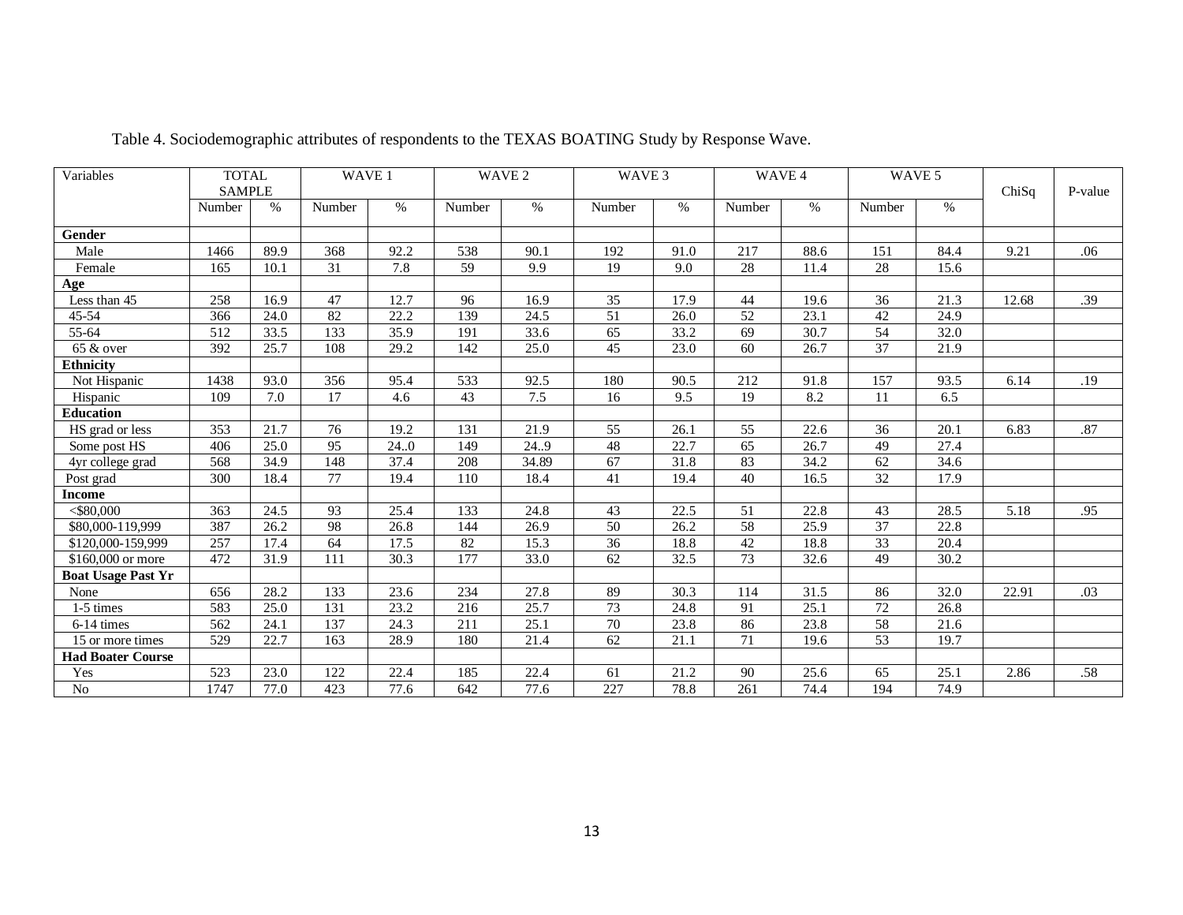Table 4. Sociodemographic attributes of respondents to the TEXAS BOATING Study by Response Wave.

| Variables | TOTAL SAMPLE | | WAVE 1 | | WAVE 2 | | WAVE 3 | | WAVE 4 | | WAVE 5 | | ChiSq | P-value |
|---|---|---|---|---|---|---|---|---|---|---|---|---|---|---|
| | Number | % | Number | % | Number | % | Number | % | Number | % | Number | % | | |
| **Gender** | | | | | | | | | | | | | | |
| Male | 1466 | 89.9 | 368 | 92.2 | 538 | 90.1 | 192 | 91.0 | 217 | 88.6 | 151 | 84.4 | 9.21 | .06 |
| Female | 165 | 10.1 | 31 | 7.8 | 59 | 9.9 | 19 | 9.0 | 28 | 11.4 | 28 | 15.6 | | |
| **Age** | | | | | | | | | | | | | | |
| Less than 45 | 258 | 16.9 | 47 | 12.7 | 96 | 16.9 | 35 | 17.9 | 44 | 19.6 | 36 | 21.3 | 12.68 | .39 |
| 45-54 | 366 | 24.0 | 82 | 22.2 | 139 | 24.5 | 51 | 26.0 | 52 | 23.1 | 42 | 24.9 | | |
| 55-64 | 512 | 33.5 | 133 | 35.9 | 191 | 33.6 | 65 | 33.2 | 69 | 30.7 | 54 | 32.0 | | |
| 65 & over | 392 | 25.7 | 108 | 29.2 | 142 | 25.0 | 45 | 23.0 | 60 | 26.7 | 37 | 21.9 | | |
| **Ethnicity** | | | | | | | | | | | | | | |
| Not Hispanic | 1438 | 93.0 | 356 | 95.4 | 533 | 92.5 | 180 | 90.5 | 212 | 91.8 | 157 | 93.5 | 6.14 | .19 |
| Hispanic | 109 | 7.0 | 17 | 4.6 | 43 | 7.5 | 16 | 9.5 | 19 | 8.2 | 11 | 6.5 | | |
| **Education** | | | | | | | | | | | | | | |
| HS grad or less | 353 | 21.7 | 76 | 19.2 | 131 | 21.9 | 55 | 26.1 | 55 | 22.6 | 36 | 20.1 | 6.83 | .87 |
| Some post HS | 406 | 25.0 | 95 | 24..0 | 149 | 24..9 | 48 | 22.7 | 65 | 26.7 | 49 | 27.4 | | |
| 4yr college grad | 568 | 34.9 | 148 | 37.4 | 208 | 34.89 | 67 | 31.8 | 83 | 34.2 | 62 | 34.6 | | |
| Post grad | 300 | 18.4 | 77 | 19.4 | 110 | 18.4 | 41 | 19.4 | 40 | 16.5 | 32 | 17.9 | | |
| **Income** | | | | | | | | | | | | | | |
| <$80,000 | 363 | 24.5 | 93 | 25.4 | 133 | 24.8 | 43 | 22.5 | 51 | 22.8 | 43 | 28.5 | 5.18 | .95 |
| $80,000-119,999 | 387 | 26.2 | 98 | 26.8 | 144 | 26.9 | 50 | 26.2 | 58 | 25.9 | 37 | 22.8 | | |
| $120,000-159,999 | 257 | 17.4 | 64 | 17.5 | 82 | 15.3 | 36 | 18.8 | 42 | 18.8 | 33 | 20.4 | | |
| $160,000 or more | 472 | 31.9 | 111 | 30.3 | 177 | 33.0 | 62 | 32.5 | 73 | 32.6 | 49 | 30.2 | | |
| **Boat Usage Past Yr** | | | | | | | | | | | | | | |
| None | 656 | 28.2 | 133 | 23.6 | 234 | 27.8 | 89 | 30.3 | 114 | 31.5 | 86 | 32.0 | 22.91 | .03 |
| 1-5 times | 583 | 25.0 | 131 | 23.2 | 216 | 25.7 | 73 | 24.8 | 91 | 25.1 | 72 | 26.8 | | |
| 6-14 times | 562 | 24.1 | 137 | 24.3 | 211 | 25.1 | 70 | 23.8 | 86 | 23.8 | 58 | 21.6 | | |
| 15 or more times | 529 | 22.7 | 163 | 28.9 | 180 | 21.4 | 62 | 21.1 | 71 | 19.6 | 53 | 19.7 | | |
| **Had Boater Course** | | | | | | | | | | | | | | |
| Yes | 523 | 23.0 | 122 | 22.4 | 185 | 22.4 | 61 | 21.2 | 90 | 25.6 | 65 | 25.1 | 2.86 | .58 |
| No | 1747 | 77.0 | 423 | 77.6 | 642 | 77.6 | 227 | 78.8 | 261 | 74.4 | 194 | 74.9 | | |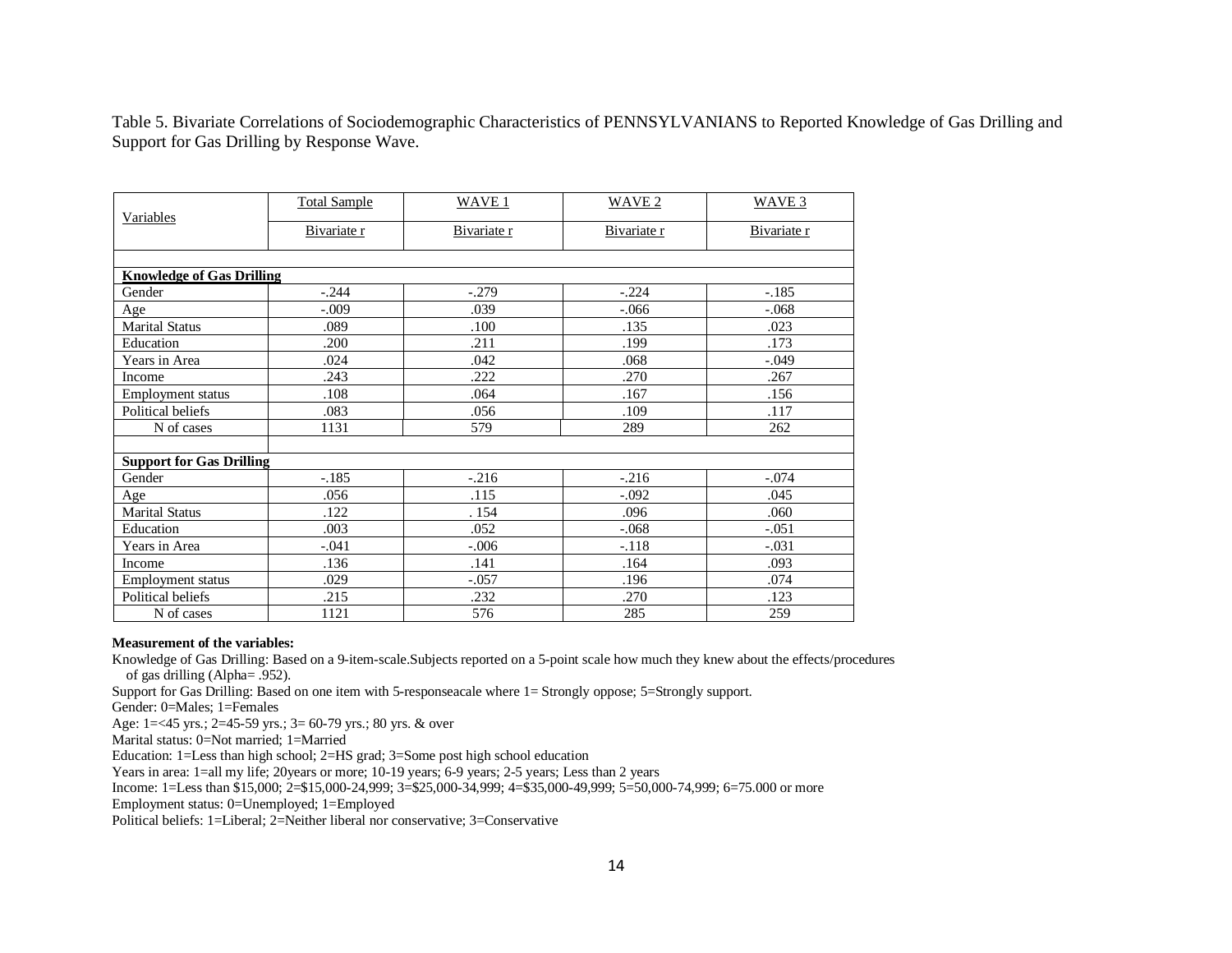Table 5. Bivariate Correlations of Sociodemographic Characteristics of PENNSYLVANIANS to Reported Knowledge of Gas Drilling and Support for Gas Drilling by Response Wave.

| Variables | Total Sample | WAVE 1 | WAVE 2 | WAVE 3 |
|---|---|---|---|---|
| | Bivariate r | Bivariate r | Bivariate r | Bivariate r |
| **Knowledge of Gas Drilling** | | | | |
| Gender | -.244 | -.279 | -.224 | -.185 |
| Age | -.009 | .039 | -.066 | -.068 |
| Marital Status | .089 | .100 | .135 | .023 |
| Education | .200 | .211 | .199 | .173 |
| Years in Area | .024 | .042 | .068 | -.049 |
| Income | .243 | .222 | .270 | .267 |
| Employment status | .108 | .064 | .167 | .156 |
| Political beliefs | .083 | .056 | .109 | .117 |
| N of cases | 1131 | 579 | 289 | 262 |
| **Support for Gas Drilling** | | | | |
| Gender | -.185 | -.216 | -.216 | -.074 |
| Age | .056 | .115 | -.092 | .045 |
| Marital Status | .122 | . 154 | .096 | .060 |
| Education | .003 | .052 | -.068 | -.051 |
| Years in Area | -.041 | -.006 | -.118 | -.031 |
| Income | .136 | .141 | .164 | .093 |
| Employment status | .029 | -.057 | .196 | .074 |
| Political beliefs | .215 | .232 | .270 | .123 |
| N of cases | 1121 | 576 | 285 | 259 |

**Measurement of the variables:**

Knowledge of Gas Drilling: Based on a 9-item-scale.Subjects reported on a 5-point scale how much they knew about the effects/procedures of gas drilling (Alpha= .952).

Support for Gas Drilling: Based on one item with 5-responseacale where 1= Strongly oppose; 5=Strongly support.

Gender: 0=Males; 1=Females

Age: 1=<45 yrs.; 2=45-59 yrs.; 3= 60-79 yrs.; 80 yrs. & over

Marital status: 0=Not married; 1=Married

Education: 1=Less than high school; 2=HS grad; 3=Some post high school education

Years in area: 1=all my life; 20years or more; 10-19 years; 6-9 years; 2-5 years; Less than 2 years

Income: 1=Less than $15,000; 2=$15,000-24,999; 3=$25,000-34,999; 4=$35,000-49,999; 5=50,000-74,999; 6=75.000 or more

Employment status: 0=Unemployed; 1=Employed

Political beliefs: 1=Liberal; 2=Neither liberal nor conservative; 3=Conservative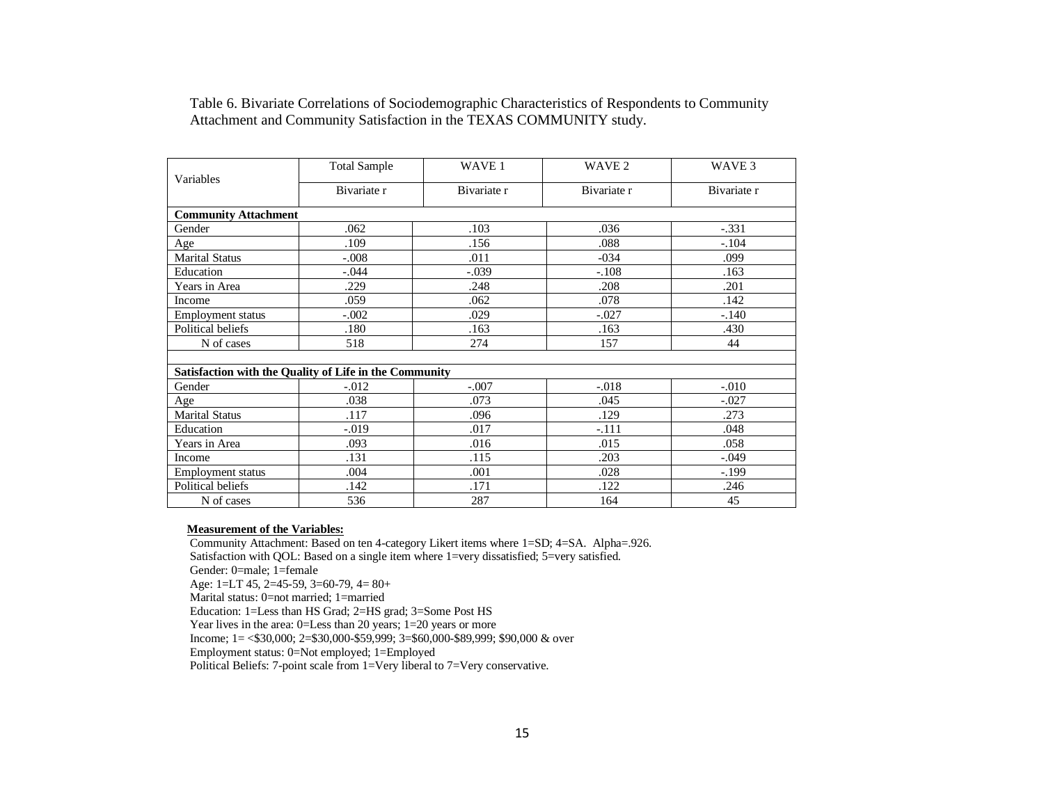Table 6. Bivariate Correlations of Sociodemographic Characteristics of Respondents to Community Attachment and Community Satisfaction in the TEXAS COMMUNITY study.

| Variables | Total Sample | WAVE 1 | WAVE 2 | WAVE 3 |
|---|---|---|---|---|
| | Bivariate r | Bivariate r | Bivariate r | Bivariate r |
| **Community Attachment** | | | | |
| Gender | .062 | .103 | .036 | -.331 |
| Age | .109 | .156 | .088 | -.104 |
| Marital Status | -.008 | .011 | -034 | .099 |
| Education | -.044 | -.039 | -.108 | .163 |
| Years in Area | .229 | .248 | .208 | .201 |
| Income | .059 | .062 | .078 | .142 |
| Employment status | -.002 | .029 | -.027 | -.140 |
| Political beliefs | .180 | .163 | .163 | .430 |
| N of cases | 518 | 274 | 157 | 44 |
| | | | | |
| **Satisfaction with the Quality of Life in the Community** | | | | |
| Gender | -.012 | -.007 | -.018 | -.010 |
| Age | .038 | .073 | .045 | -.027 |
| Marital Status | .117 | .096 | .129 | .273 |
| Education | -.019 | .017 | -.111 | .048 |
| Years in Area | .093 | .016 | .015 | .058 |
| Income | .131 | .115 | .203 | -.049 |
| Employment status | .004 | .001 | .028 | -.199 |
| Political beliefs | .142 | .171 | .122 | .246 |
| N of cases | 536 | 287 | 164 | 45 |

**Measurement of the Variables:**

Community Attachment: Based on ten 4-category Likert items where 1=SD; 4=SA. Alpha=.926.
Satisfaction with QOL: Based on a single item where 1=very dissatisfied; 5=very satisfied.
Gender: 0=male; 1=female
Age: 1=LT 45, 2=45-59, 3=60-79, 4= 80+
Marital status: 0=not married; 1=married
Education: 1=Less than HS Grad; 2=HS grad; 3=Some Post HS
Year lives in the area: 0=Less than 20 years; 1=20 years or more
Income; 1= <$30,000; 2=$30,000-$59,999; 3=$60,000-$89,999; $90,000 & over
Employment status: 0=Not employed; 1=Employed
Political Beliefs: 7-point scale from 1=Very liberal to 7=Very conservative.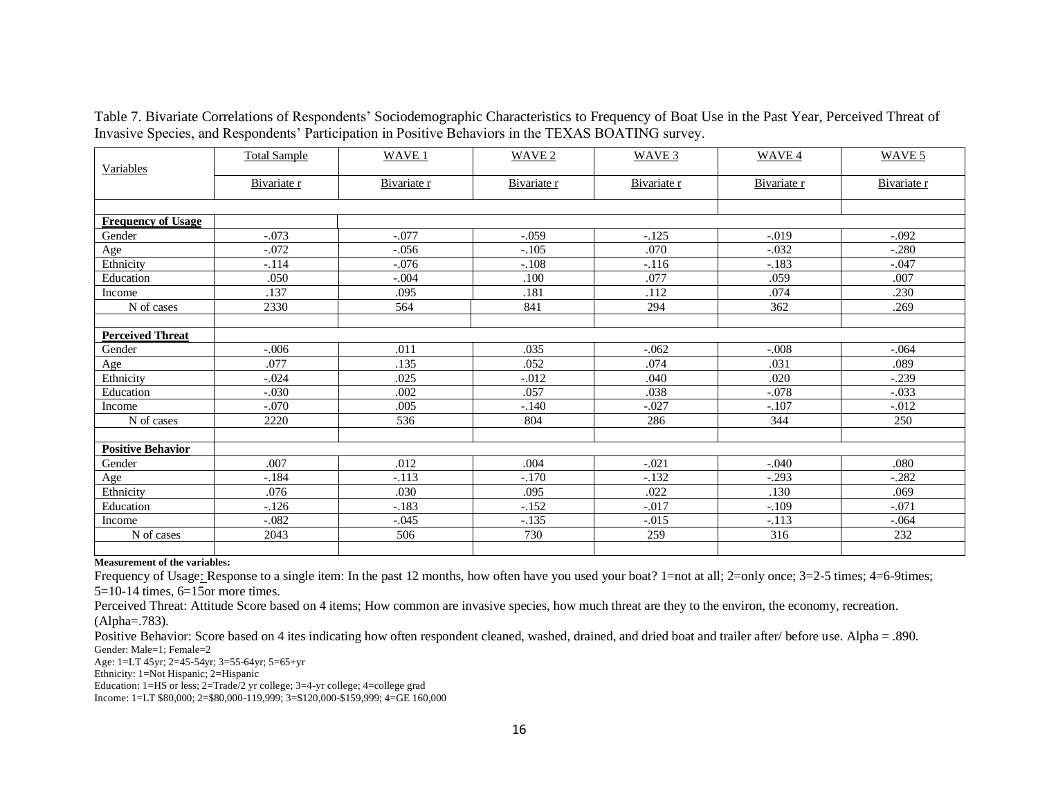Table 7. Bivariate Correlations of Respondents' Sociodemographic Characteristics to Frequency of Boat Use in the Past Year, Perceived Threat of Invasive Species, and Respondents' Participation in Positive Behaviors in the TEXAS BOATING survey.

| Variables | Total Sample | WAVE 1 | WAVE 2 | WAVE 3 | WAVE 4 | WAVE 5 |
|---|---|---|---|---|---|---|
| | Bivariate r | Bivariate r | Bivariate r | Bivariate r | Bivariate r | Bivariate r |
| | | | | | | |
| **Frequency of Usage** | | | | | | |
| Gender | -.073 | -.077 | -.059 | -.125 | -.019 | -.092 |
| Age | -.072 | -.056 | -.105 | .070 | -.032 | -.280 |
| Ethnicity | -.114 | -.076 | -.108 | -.116 | -.183 | -.047 |
| Education | .050 | -.004 | .100 | .077 | .059 | .007 |
| Income | .137 | .095 | .181 | .112 | .074 | .230 |
| N of cases | 2330 | 564 | 841 | 294 | 362 | .269 |
| | | | | | | |
| **Perceived Threat** | | | | | | |
| Gender | -.006 | .011 | .035 | -.062 | -.008 | -.064 |
| Age | .077 | .135 | .052 | .074 | .031 | .089 |
| Ethnicity | -.024 | .025 | -.012 | .040 | .020 | -.239 |
| Education | -.030 | .002 | .057 | .038 | -.078 | -.033 |
| Income | -.070 | .005 | -.140 | -.027 | -.107 | -.012 |
| N of cases | 2220 | 536 | 804 | 286 | 344 | 250 |
| | | | | | | |
| **Positive Behavior** | | | | | | |
| Gender | .007 | .012 | .004 | -.021 | -.040 | .080 |
| Age | -.184 | -.113 | -.170 | -.132 | -.293 | -.282 |
| Ethnicity | .076 | .030 | .095 | .022 | .130 | .069 |
| Education | -.126 | -.183 | -.152 | -.017 | -.109 | -.071 |
| Income | -.082 | -.045 | -.135 | -.015 | -.113 | -.064 |
| N of cases | 2043 | 506 | 730 | 259 | 316 | 232 |

**Measurement of the variables:**

Frequency of Usage: Response to a single item: In the past 12 months, how often have you used your boat? 1=not at all; 2=only once; 3=2-5 times; 4=6-9times; 5=10-14 times, 6=15or more times.

Perceived Threat: Attitude Score based on 4 items; How common are invasive species, how much threat are they to the environ, the economy, recreation. (Alpha=.783).

Positive Behavior: Score based on 4 ites indicating how often respondent cleaned, washed, drained, and dried boat and trailer after/ before use. Alpha = .890.

Gender: Male=1; Female=2

Age: 1=LT 45yr; 2=45-54yr; 3=55-64yr; 5=65+yr

Ethnicity: 1=Not Hispanic; 2=Hispanic

Education: 1=HS or less; 2=Trade/2 yr college; 3=4-yr college; 4=college grad

Income: 1=LT $80,000; 2=$80,000-119,999; 3=$120,000-$159,999; 4=GE 160,000